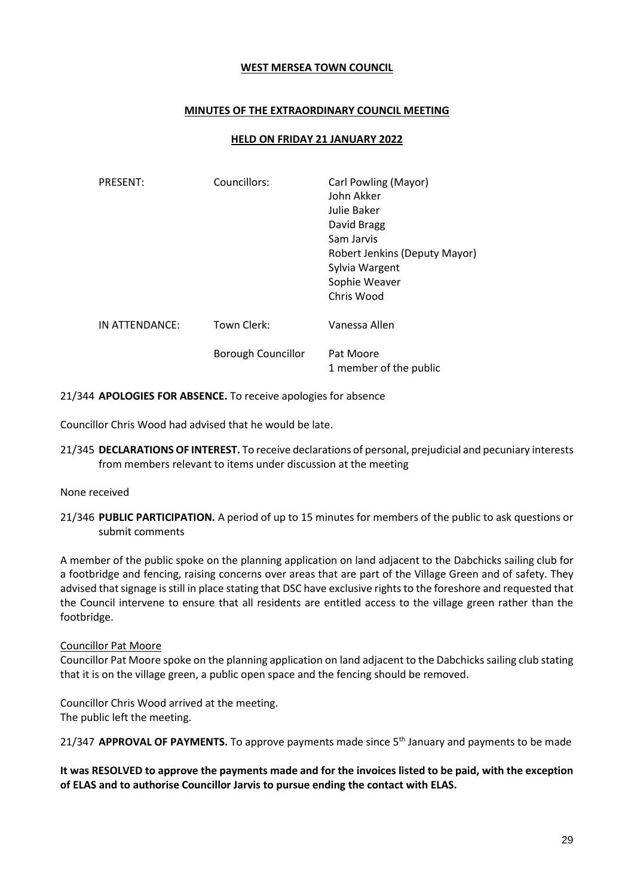**WEST MERSEA TOWN COUNCIL**

**MINUTES OF THE EXTRAORDINARY COUNCIL MEETING**

**HELD ON FRIDAY 21 JANUARY 2022**

| | | |
|---|---|---|
| PRESENT: | Councillors: | Carl Powling (Mayor) |
| | | John Akker |
| | | Julie Baker |
| | | David Bragg |
| | | Sam Jarvis |
| | | Robert Jenkins (Deputy Mayor) |
| | | Sylvia Wargent |
| | | Sophie Weaver |
| | | Chris Wood |
| IN ATTENDANCE: | Town Clerk: | Vanessa Allen |
| | Borough Councillor | Pat Moore |
| | | 1 member of the public |

21/344 **APOLOGIES FOR ABSENCE.** To receive apologies for absence

Councillor Chris Wood had advised that he would be late.

21/345 **DECLARATIONS OF INTEREST.** To receive declarations of personal, prejudicial and pecuniary interests from members relevant to items under discussion at the meeting

None received

21/346 **PUBLIC PARTICIPATION.** A period of up to 15 minutes for members of the public to ask questions or submit comments

A member of the public spoke on the planning application on land adjacent to the Dabchicks sailing club for a footbridge and fencing, raising concerns over areas that are part of the Village Green and of safety. They advised that signage is still in place stating that DSC have exclusive rights to the foreshore and requested that the Council intervene to ensure that all residents are entitled access to the village green rather than the footbridge.

Councillor Pat Moore

Councillor Pat Moore spoke on the planning application on land adjacent to the Dabchicks sailing club stating that it is on the village green, a public open space and the fencing should be removed.

Councillor Chris Wood arrived at the meeting.
The public left the meeting.

21/347 **APPROVAL OF PAYMENTS.** To approve payments made since 5th January and payments to be made

**It was RESOLVED to approve the payments made and for the invoices listed to be paid, with the exception of ELAS and to authorise Councillor Jarvis to pursue ending the contact with ELAS.**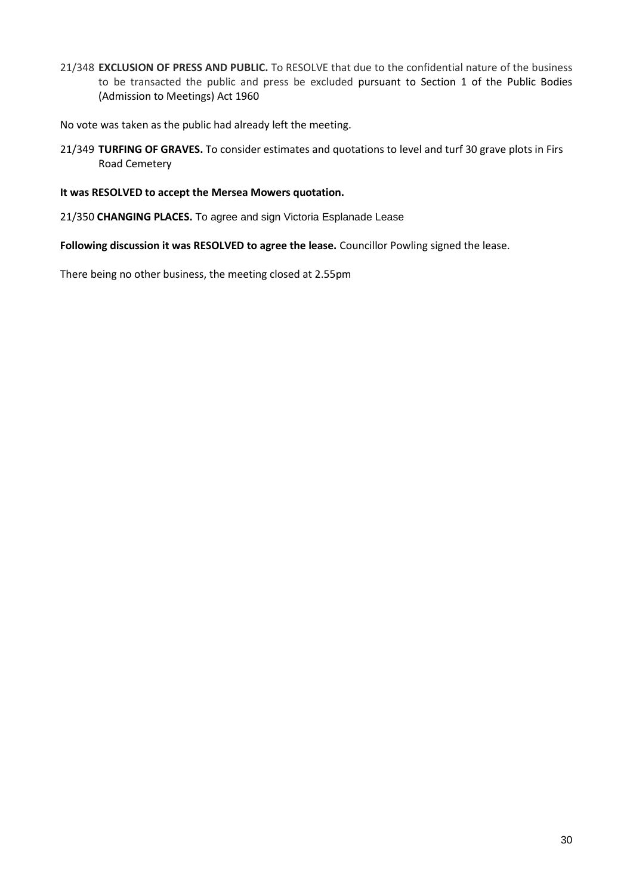21/348 **EXCLUSION OF PRESS AND PUBLIC.** To RESOLVE that due to the confidential nature of the business to be transacted the public and press be excluded pursuant to Section 1 of the Public Bodies (Admission to Meetings) Act 1960

No vote was taken as the public had already left the meeting.

21/349 **TURFING OF GRAVES.** To consider estimates and quotations to level and turf 30 grave plots in Firs Road Cemetery

**It was RESOLVED to accept the Mersea Mowers quotation.**

21/350 **CHANGING PLACES.** To agree and sign Victoria Esplanade Lease

**Following discussion it was RESOLVED to agree the lease.** Councillor Powling signed the lease.

There being no other business, the meeting closed at 2.55pm